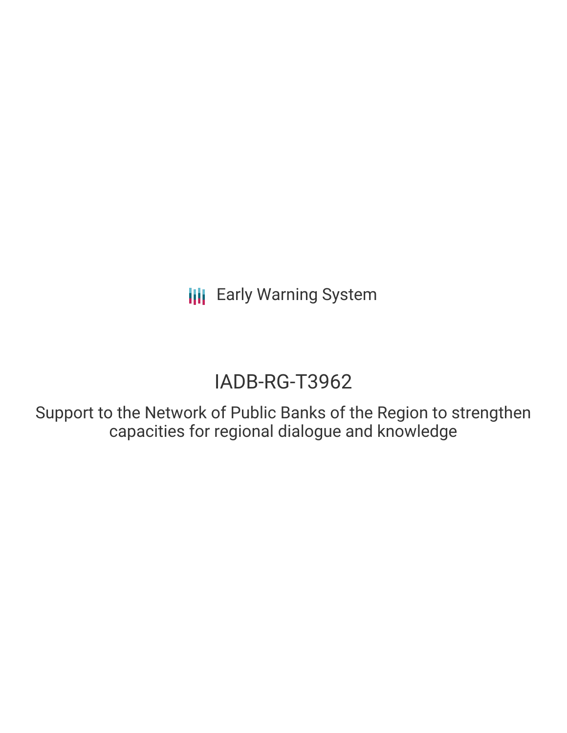Early Warning System

# IADB-RG-T3962

## Support to the Network of Public Banks of the Region to strengthen capacities for regional dialogue and knowledge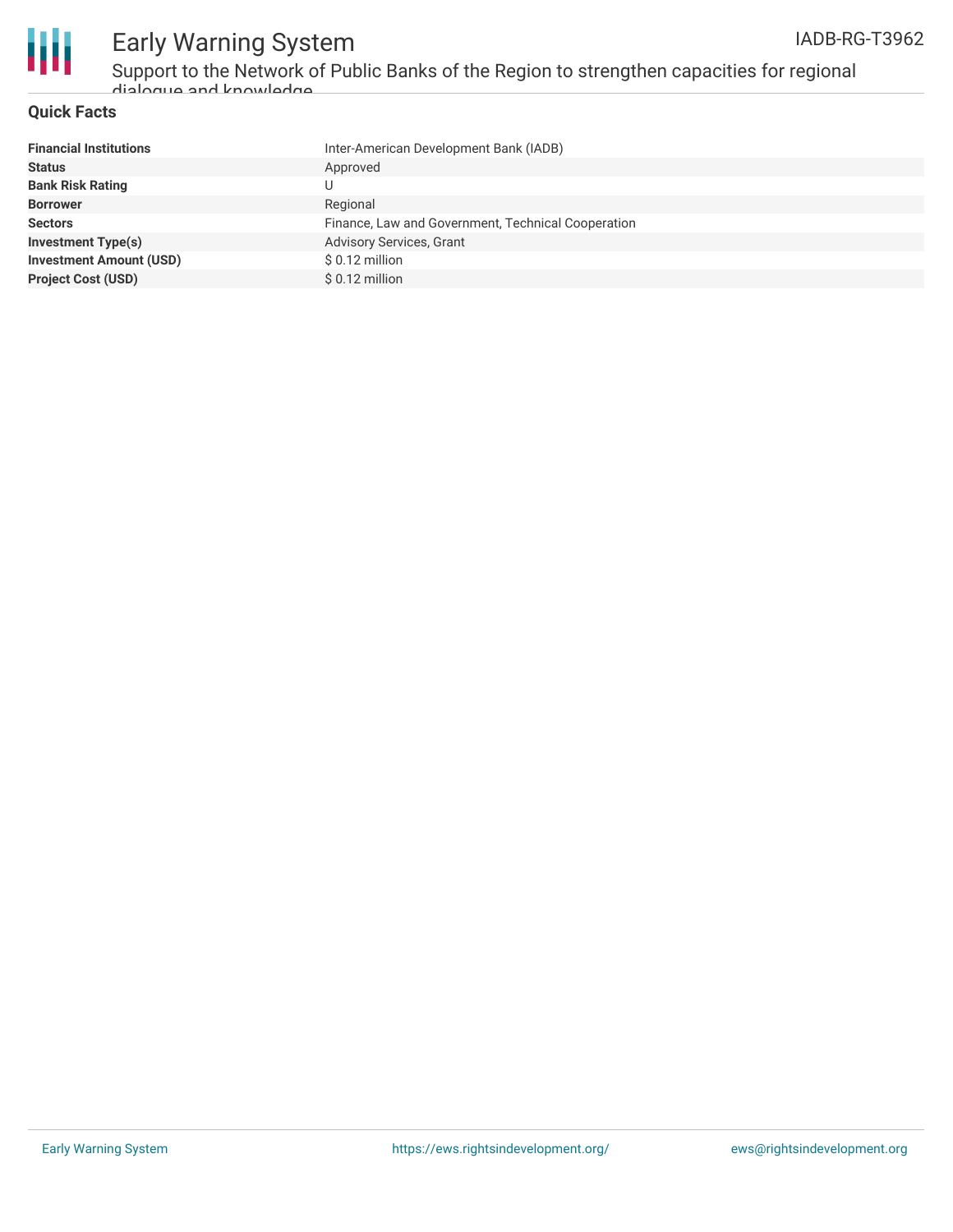## Quick Facts

| | |
|---|---|
| **Financial Institutions** | Inter-American Development Bank (IADB) |
| **Status** | Approved |
| **Bank Risk Rating** | U |
| **Borrower** | Regional |
| **Sectors** | Finance, Law and Government, Technical Cooperation |
| **Investment Type(s)** | Advisory Services, Grant |
| **Investment Amount (USD)** | $ 0.12 million |
| **Project Cost (USD)** | $ 0.12 million |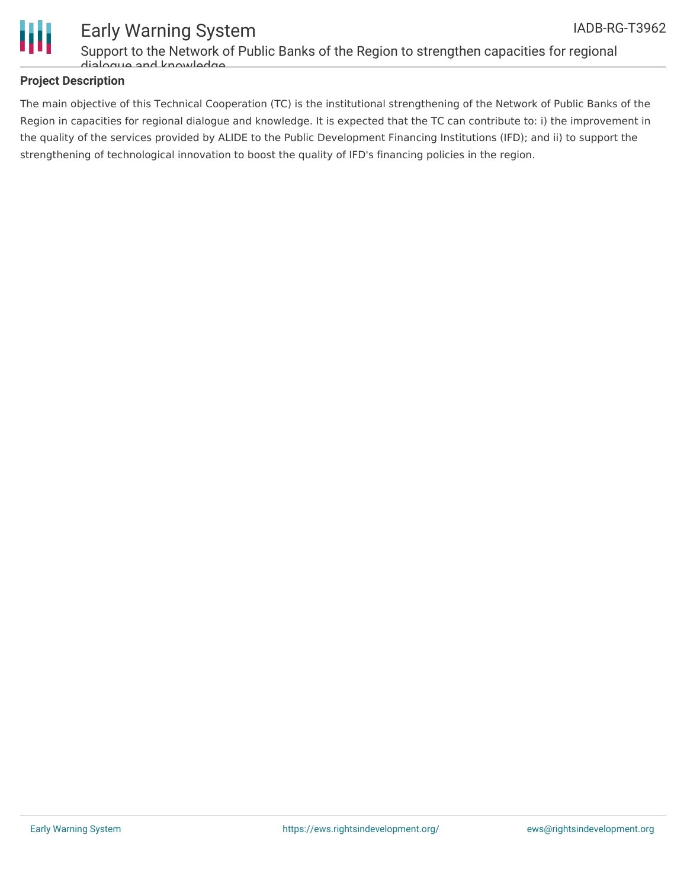## Project Description

The main objective of this Technical Cooperation (TC) is the institutional strengthening of the Network of Public Banks of the Region in capacities for regional dialogue and knowledge. It is expected that the TC can contribute to: i) the improvement in the quality of the services provided by ALIDE to the Public Development Financing Institutions (IFD); and ii) to support the strengthening of technological innovation to boost the quality of IFD's financing policies in the region.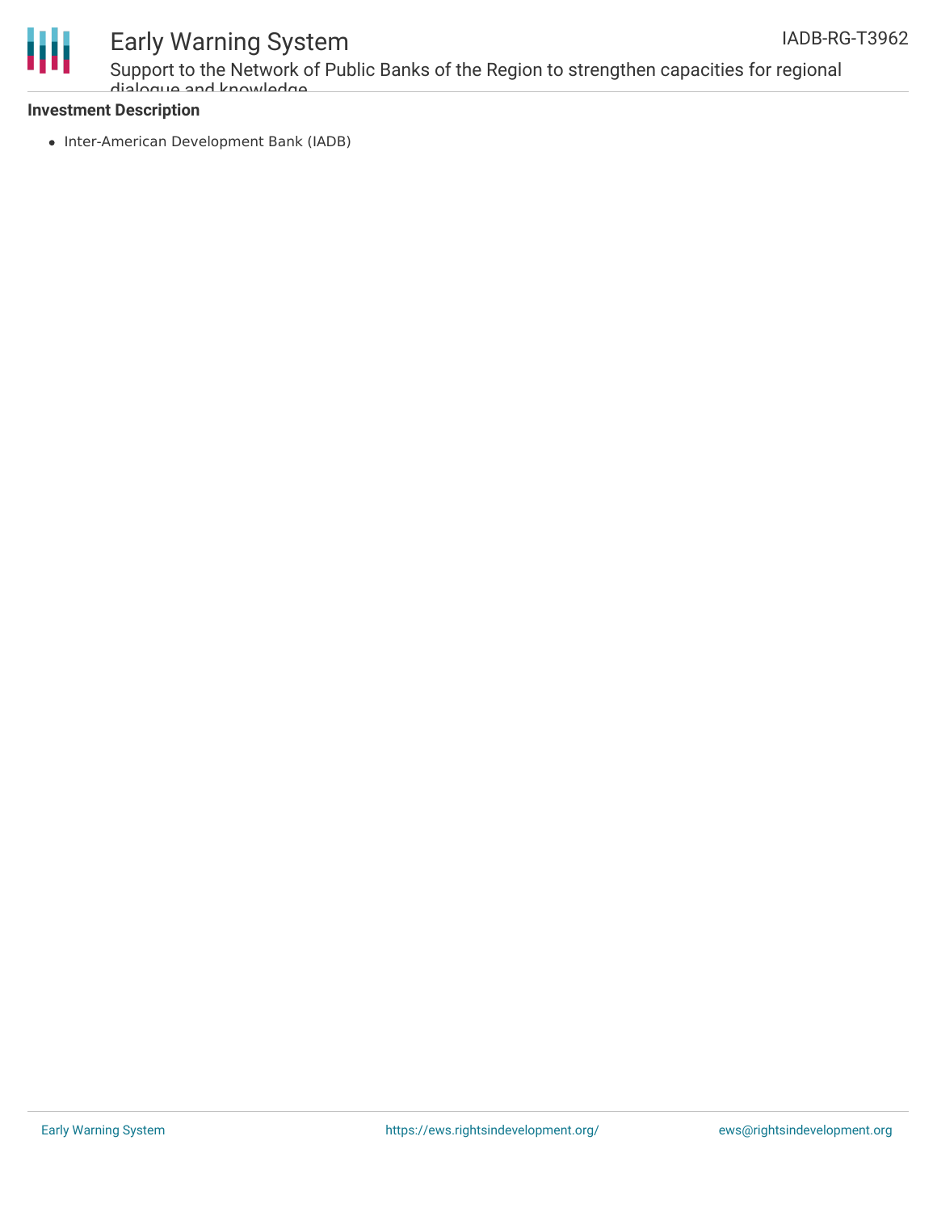**Investment Description**

- Inter-American Development Bank (IADB)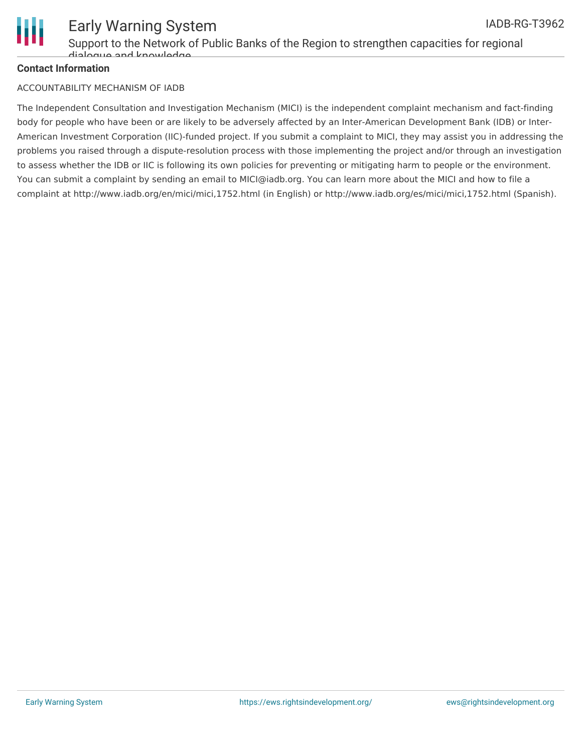**Contact Information**

ACCOUNTABILITY MECHANISM OF IADB

The Independent Consultation and Investigation Mechanism (MICI) is the independent complaint mechanism and fact-finding body for people who have been or are likely to be adversely affected by an Inter-American Development Bank (IDB) or Inter-American Investment Corporation (IIC)-funded project. If you submit a complaint to MICI, they may assist you in addressing the problems you raised through a dispute-resolution process with those implementing the project and/or through an investigation to assess whether the IDB or IIC is following its own policies for preventing or mitigating harm to people or the environment. You can submit a complaint by sending an email to MICI@iadb.org. You can learn more about the MICI and how to file a complaint at http://www.iadb.org/en/mici/mici,1752.html (in English) or http://www.iadb.org/es/mici/mici,1752.html (Spanish).